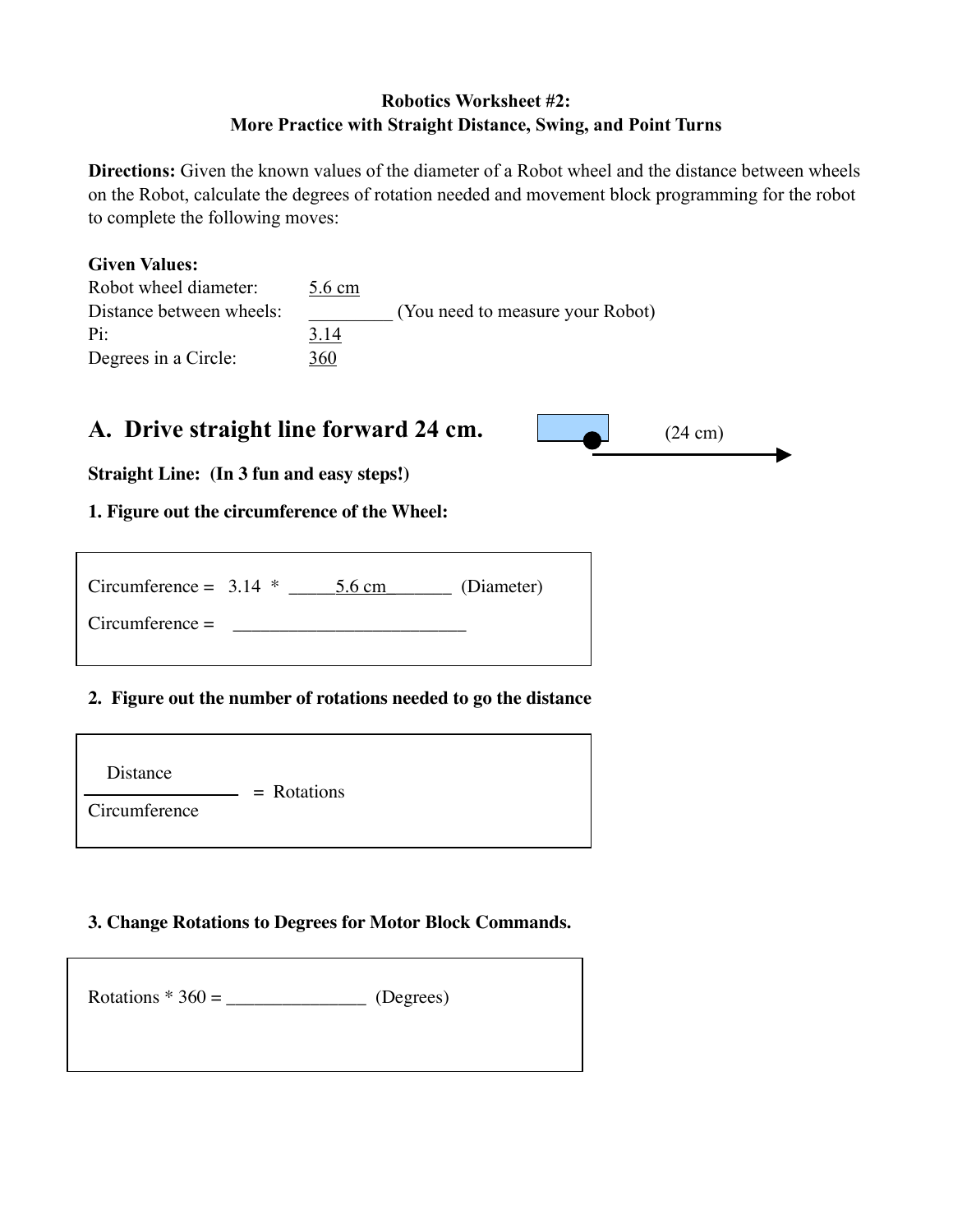**Robotics Worksheet #2:**
**More Practice with Straight Distance, Swing, and Point Turns**

**Directions:** Given the known values of the diameter of a Robot wheel and the distance between wheels on the Robot, calculate the degrees of rotation needed and movement block programming for the robot to complete the following moves:

**Given Values:**

Robot wheel diameter: 5.6 cm

Distance between wheels: _________ (You need to measure your Robot)

Pi: 3.14

Degrees in a Circle: 360

## A. Drive straight line forward 24 cm.

(24 cm)

**Straight Line: (In 3 fun and easy steps!)**

**1. Figure out the circumference of the Wheel:**

Circumference = 3.14 * _____5.6 cm_______ (Diameter)

Circumference = _________________________

**2. Figure out the number of rotations needed to go the distance**

$$\frac{\text{Distance}}{\text{Circumference}} = \text{Rotations}$$

**3. Change Rotations to Degrees for Motor Block Commands.**

Rotations * 360 = _______________ (Degrees)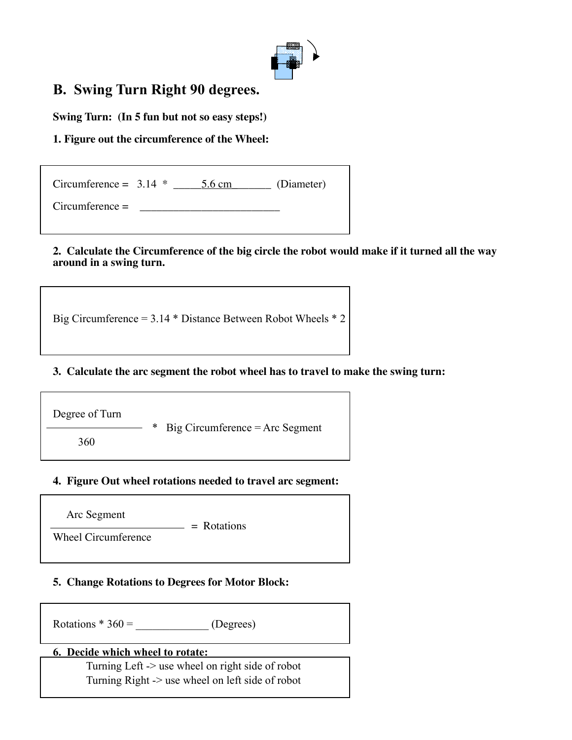## B. Swing Turn Right 90 degrees.

**Swing Turn: (In 5 fun but not so easy steps!)**

**1. Figure out the circumference of the Wheel:**

Circumference = 3.14 * _____5.6 cm_______ (Diameter)

Circumference = _________________________

**2. Calculate the Circumference of the big circle the robot would make if it turned all the way around in a swing turn.**

Big Circumference = 3.14 * Distance Between Robot Wheels * 2

**3. Calculate the arc segment the robot wheel has to travel to make the swing turn:**

$$\frac{\text{Degree of Turn}}{360} * \text{Big Circumference} = \text{Arc Segment}$$

**4. Figure Out wheel rotations needed to travel arc segment:**

$$\frac{\text{Arc Segment}}{\text{Wheel Circumference}} = \text{Rotations}$$

**5. Change Rotations to Degrees for Motor Block:**

Rotations * 360 = _____________ (Degrees)

**6. Decide which wheel to rotate:**

Turning Left -> use wheel on right side of robot
Turning Right -> use wheel on left side of robot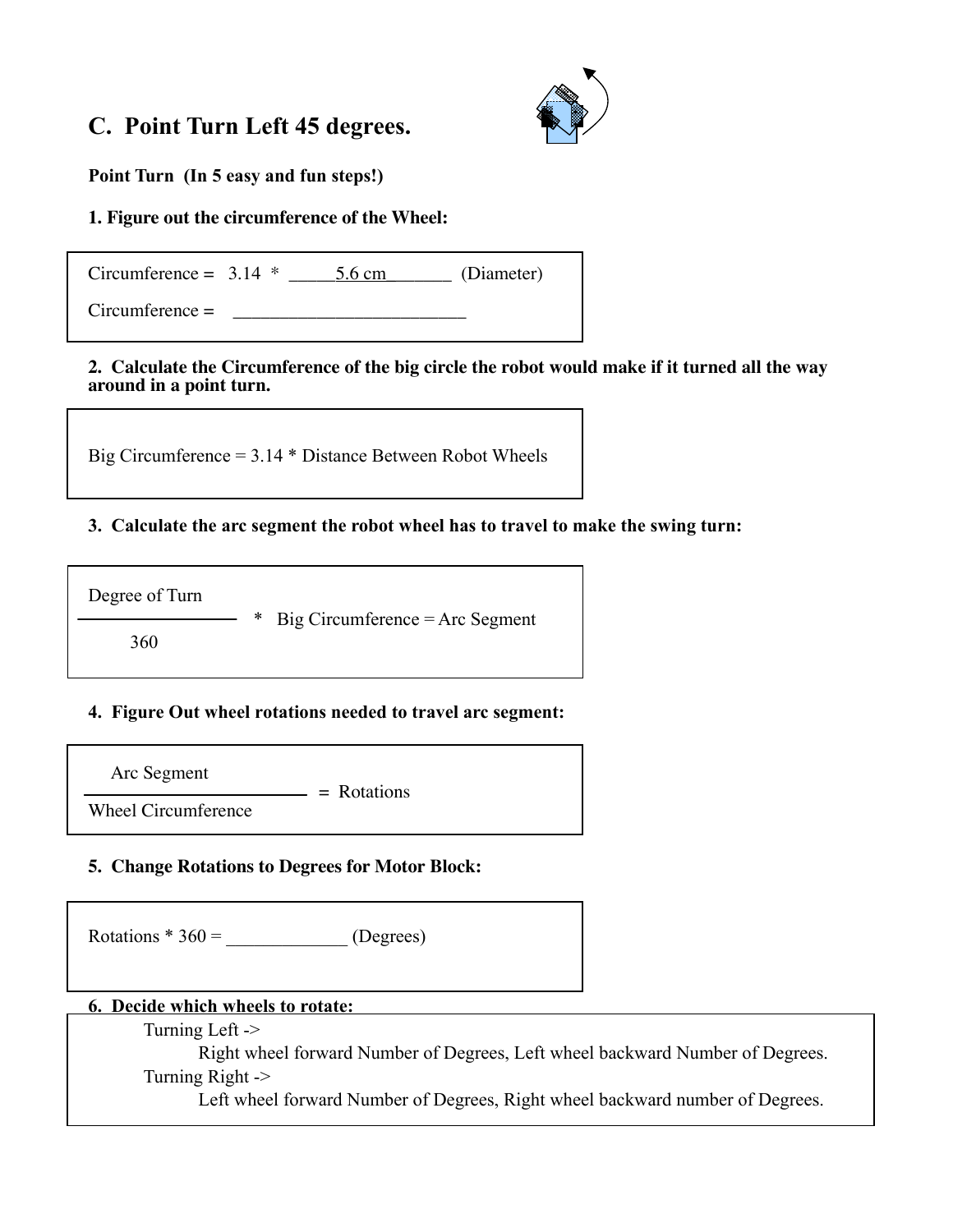## C. Point Turn Left 45 degrees.

**Point Turn (In 5 easy and fun steps!)**

**1. Figure out the circumference of the Wheel:**

> Circumference = 3.14 * _____5.6 cm_______ (Diameter)
>
> Circumference = _________________________

**2. Calculate the Circumference of the big circle the robot would make if it turned all the way around in a point turn.**

> Big Circumference = 3.14 * Distance Between Robot Wheels

**3. Calculate the arc segment the robot wheel has to travel to make the swing turn:**

$$\frac{\text{Degree of Turn}}{360} * \text{Big Circumference} = \text{Arc Segment}$$

**4. Figure Out wheel rotations needed to travel arc segment:**

$$\frac{\text{Arc Segment}}{\text{Wheel Circumference}} = \text{Rotations}$$

**5. Change Rotations to Degrees for Motor Block:**

> Rotations * 360 = _____________ (Degrees)

**6. Decide which wheels to rotate:**

> Turning Left ->
>
> Right wheel forward Number of Degrees, Left wheel backward Number of Degrees.
>
> Turning Right ->
>
> Left wheel forward Number of Degrees, Right wheel backward number of Degrees.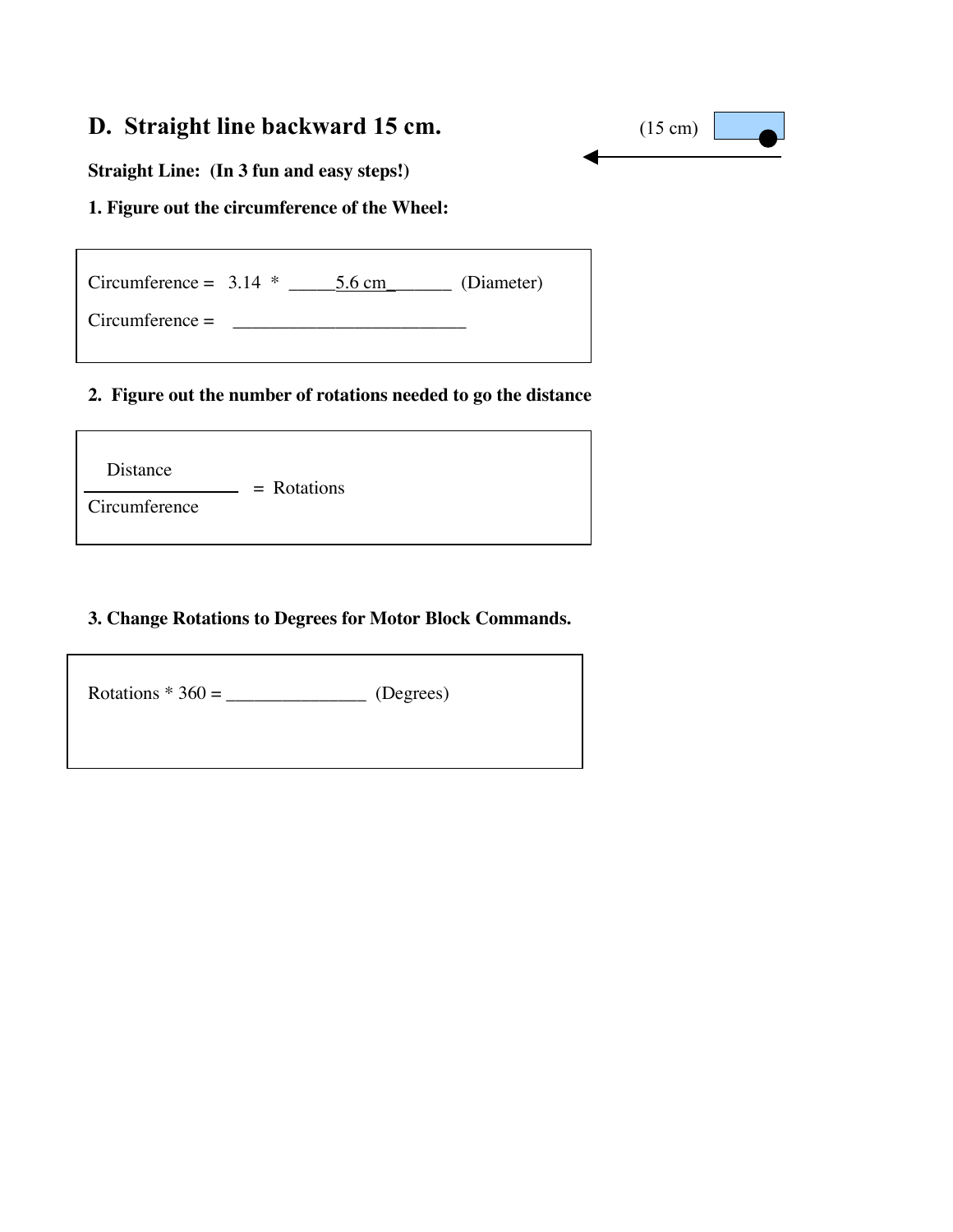## D. Straight line backward 15 cm.

(15 cm)

**Straight Line: (In 3 fun and easy steps!)**

**1. Figure out the circumference of the Wheel:**

Circumference = 3.14 * _____5.6 cm_______ (Diameter)

Circumference = _________________________

**2. Figure out the number of rotations needed to go the distance**

$$\frac{\text{Distance}}{\text{Circumference}} = \text{Rotations}$$

**3. Change Rotations to Degrees for Motor Block Commands.**

Rotations * 360 = _______________ (Degrees)